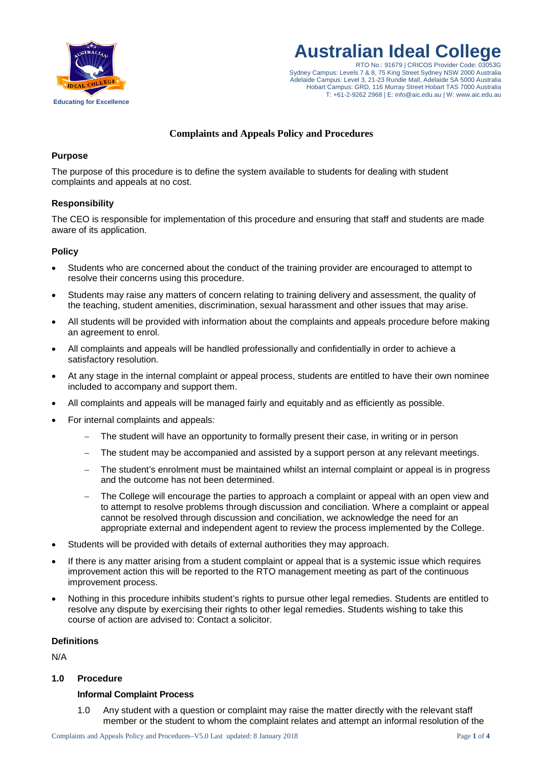# Australian Ideal College

RTO No.: 91679 | CRICOS Provider Code: 03053G
Sydney Campus: Levels 7 & 8, 75 King Street Sydney NSW 2000 Australia
Adelaide Campus: Level 3, 21-23 Rundle Mall, Adelaide SA 5000 Australia
Hobart Campus: GRD, 116 Murray Street Hobart TAS 7000 Australia
T: +61-2-9262 2968 | E: info@aic.edu.au | W: www.aic.edu.au

Educating for Excellence

## Complaints and Appeals Policy and Procedures

### Purpose

The purpose of this procedure is to define the system available to students for dealing with student complaints and appeals at no cost.

### Responsibility

The CEO is responsible for implementation of this procedure and ensuring that staff and students are made aware of its application.

### Policy

- Students who are concerned about the conduct of the training provider are encouraged to attempt to resolve their concerns using this procedure.
- Students may raise any matters of concern relating to training delivery and assessment, the quality of the teaching, student amenities, discrimination, sexual harassment and other issues that may arise.
- All students will be provided with information about the complaints and appeals procedure before making an agreement to enrol.
- All complaints and appeals will be handled professionally and confidentially in order to achieve a satisfactory resolution.
- At any stage in the internal complaint or appeal process, students are entitled to have their own nominee included to accompany and support them.
- All complaints and appeals will be managed fairly and equitably and as efficiently as possible.
- For internal complaints and appeals:
  - The student will have an opportunity to formally present their case, in writing or in person
  - The student may be accompanied and assisted by a support person at any relevant meetings.
  - The student's enrolment must be maintained whilst an internal complaint or appeal is in progress and the outcome has not been determined.
  - The College will encourage the parties to approach a complaint or appeal with an open view and to attempt to resolve problems through discussion and conciliation. Where a complaint or appeal cannot be resolved through discussion and conciliation, we acknowledge the need for an appropriate external and independent agent to review the process implemented by the College.
- Students will be provided with details of external authorities they may approach.
- If there is any matter arising from a student complaint or appeal that is a systemic issue which requires improvement action this will be reported to the RTO management meeting as part of the continuous improvement process.
- Nothing in this procedure inhibits student's rights to pursue other legal remedies. Students are entitled to resolve any dispute by exercising their rights to other legal remedies. Students wishing to take this course of action are advised to: Contact a solicitor.

### Definitions

N/A

### 1.0 Procedure

#### Informal Complaint Process

1.0 Any student with a question or complaint may raise the matter directly with the relevant staff member or the student to whom the complaint relates and attempt an informal resolution of the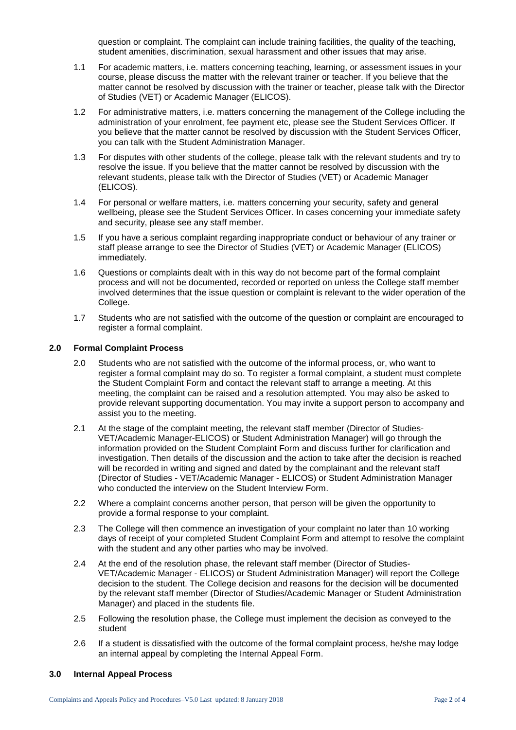question or complaint. The complaint can include training facilities, the quality of the teaching, student amenities, discrimination, sexual harassment and other issues that may arise.

1.1 For academic matters, i.e. matters concerning teaching, learning, or assessment issues in your course, please discuss the matter with the relevant trainer or teacher. If you believe that the matter cannot be resolved by discussion with the trainer or teacher, please talk with the Director of Studies (VET) or Academic Manager (ELICOS).

1.2 For administrative matters, i.e. matters concerning the management of the College including the administration of your enrolment, fee payment etc, please see the Student Services Officer. If you believe that the matter cannot be resolved by discussion with the Student Services Officer, you can talk with the Student Administration Manager.

1.3 For disputes with other students of the college, please talk with the relevant students and try to resolve the issue. If you believe that the matter cannot be resolved by discussion with the relevant students, please talk with the Director of Studies (VET) or Academic Manager (ELICOS).

1.4 For personal or welfare matters, i.e. matters concerning your security, safety and general wellbeing, please see the Student Services Officer. In cases concerning your immediate safety and security, please see any staff member.

1.5 If you have a serious complaint regarding inappropriate conduct or behaviour of any trainer or staff please arrange to see the Director of Studies (VET) or Academic Manager (ELICOS) immediately.

1.6 Questions or complaints dealt with in this way do not become part of the formal complaint process and will not be documented, recorded or reported on unless the College staff member involved determines that the issue question or complaint is relevant to the wider operation of the College.

1.7 Students who are not satisfied with the outcome of the question or complaint are encouraged to register a formal complaint.

## 2.0 Formal Complaint Process

2.0 Students who are not satisfied with the outcome of the informal process, or, who want to register a formal complaint may do so. To register a formal complaint, a student must complete the Student Complaint Form and contact the relevant staff to arrange a meeting. At this meeting, the complaint can be raised and a resolution attempted. You may also be asked to provide relevant supporting documentation. You may invite a support person to accompany and assist you to the meeting.

2.1 At the stage of the complaint meeting, the relevant staff member (Director of Studies-VET/Academic Manager-ELICOS) or Student Administration Manager) will go through the information provided on the Student Complaint Form and discuss further for clarification and investigation. Then details of the discussion and the action to take after the decision is reached will be recorded in writing and signed and dated by the complainant and the relevant staff (Director of Studies - VET/Academic Manager - ELICOS) or Student Administration Manager who conducted the interview on the Student Interview Form.

2.2 Where a complaint concerns another person, that person will be given the opportunity to provide a formal response to your complaint.

2.3 The College will then commence an investigation of your complaint no later than 10 working days of receipt of your completed Student Complaint Form and attempt to resolve the complaint with the student and any other parties who may be involved.

2.4 At the end of the resolution phase, the relevant staff member (Director of Studies-VET/Academic Manager - ELICOS) or Student Administration Manager) will report the College decision to the student. The College decision and reasons for the decision will be documented by the relevant staff member (Director of Studies/Academic Manager or Student Administration Manager) and placed in the students file.

2.5 Following the resolution phase, the College must implement the decision as conveyed to the student

2.6 If a student is dissatisfied with the outcome of the formal complaint process, he/she may lodge an internal appeal by completing the Internal Appeal Form.

## 3.0 Internal Appeal Process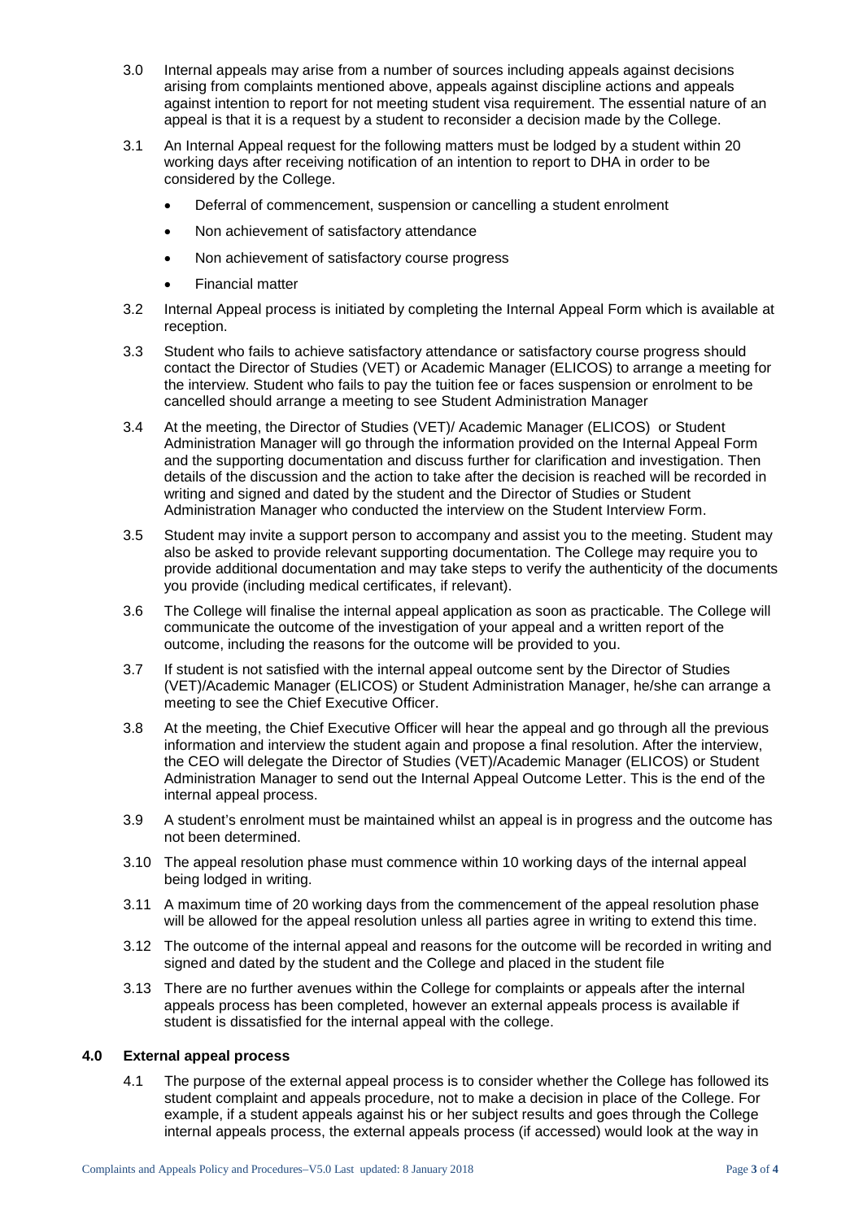3.0 Internal appeals may arise from a number of sources including appeals against decisions arising from complaints mentioned above, appeals against discipline actions and appeals against intention to report for not meeting student visa requirement. The essential nature of an appeal is that it is a request by a student to reconsider a decision made by the College.

3.1 An Internal Appeal request for the following matters must be lodged by a student within 20 working days after receiving notification of an intention to report to DHA in order to be considered by the College.

- Deferral of commencement, suspension or cancelling a student enrolment
- Non achievement of satisfactory attendance
- Non achievement of satisfactory course progress
- Financial matter

3.2 Internal Appeal process is initiated by completing the Internal Appeal Form which is available at reception.

3.3 Student who fails to achieve satisfactory attendance or satisfactory course progress should contact the Director of Studies (VET) or Academic Manager (ELICOS) to arrange a meeting for the interview. Student who fails to pay the tuition fee or faces suspension or enrolment to be cancelled should arrange a meeting to see Student Administration Manager

3.4 At the meeting, the Director of Studies (VET)/ Academic Manager (ELICOS) or Student Administration Manager will go through the information provided on the Internal Appeal Form and the supporting documentation and discuss further for clarification and investigation. Then details of the discussion and the action to take after the decision is reached will be recorded in writing and signed and dated by the student and the Director of Studies or Student Administration Manager who conducted the interview on the Student Interview Form.

3.5 Student may invite a support person to accompany and assist you to the meeting. Student may also be asked to provide relevant supporting documentation. The College may require you to provide additional documentation and may take steps to verify the authenticity of the documents you provide (including medical certificates, if relevant).

3.6 The College will finalise the internal appeal application as soon as practicable. The College will communicate the outcome of the investigation of your appeal and a written report of the outcome, including the reasons for the outcome will be provided to you.

3.7 If student is not satisfied with the internal appeal outcome sent by the Director of Studies (VET)/Academic Manager (ELICOS) or Student Administration Manager, he/she can arrange a meeting to see the Chief Executive Officer.

3.8 At the meeting, the Chief Executive Officer will hear the appeal and go through all the previous information and interview the student again and propose a final resolution. After the interview, the CEO will delegate the Director of Studies (VET)/Academic Manager (ELICOS) or Student Administration Manager to send out the Internal Appeal Outcome Letter. This is the end of the internal appeal process.

3.9 A student's enrolment must be maintained whilst an appeal is in progress and the outcome has not been determined.

3.10 The appeal resolution phase must commence within 10 working days of the internal appeal being lodged in writing.

3.11 A maximum time of 20 working days from the commencement of the appeal resolution phase will be allowed for the appeal resolution unless all parties agree in writing to extend this time.

3.12 The outcome of the internal appeal and reasons for the outcome will be recorded in writing and signed and dated by the student and the College and placed in the student file

3.13 There are no further avenues within the College for complaints or appeals after the internal appeals process has been completed, however an external appeals process is available if student is dissatisfied for the internal appeal with the college.

## 4.0 External appeal process

4.1 The purpose of the external appeal process is to consider whether the College has followed its student complaint and appeals procedure, not to make a decision in place of the College. For example, if a student appeals against his or her subject results and goes through the College internal appeals process, the external appeals process (if accessed) would look at the way in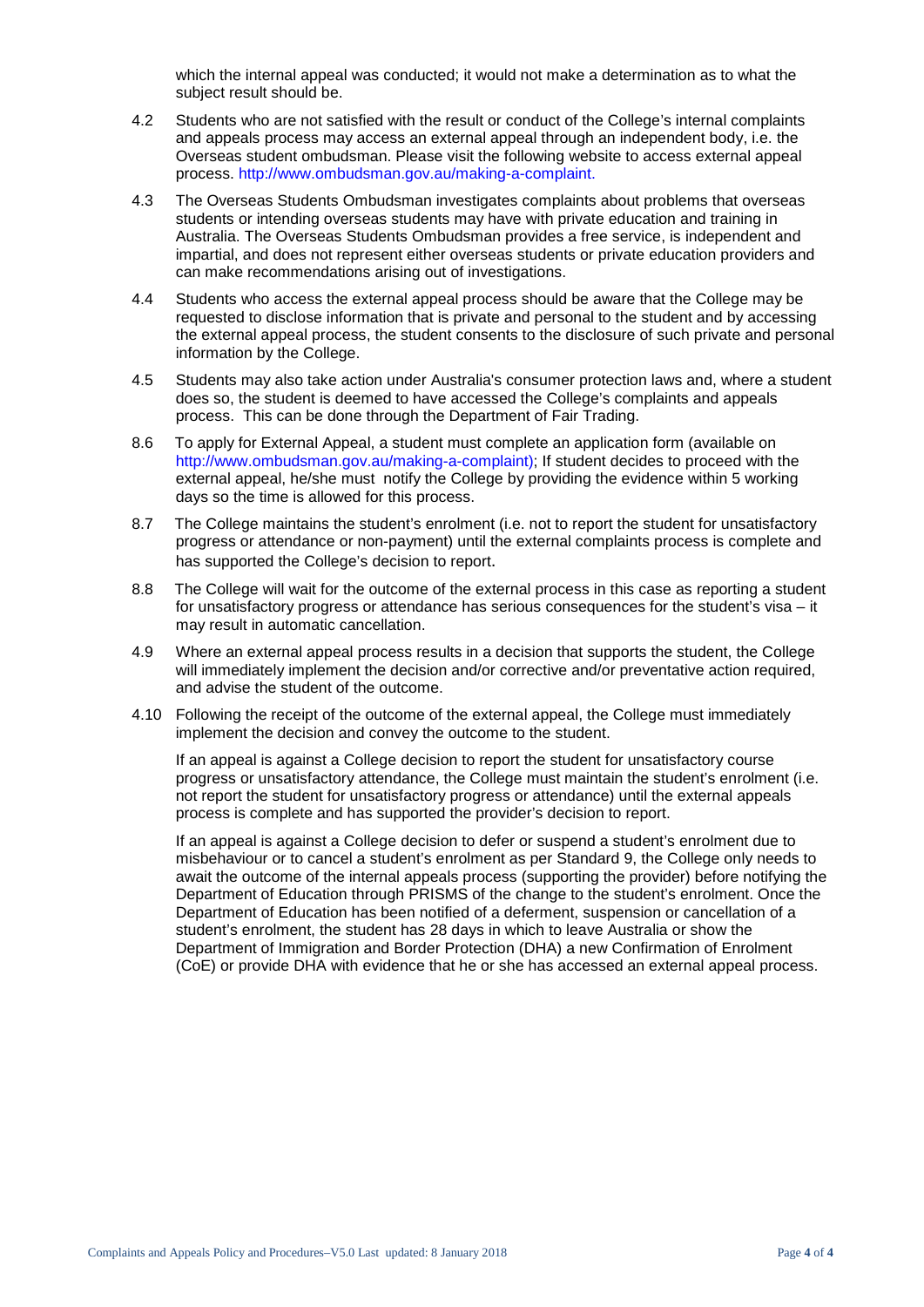which the internal appeal was conducted; it would not make a determination as to what the subject result should be.

4.2 Students who are not satisfied with the result or conduct of the College's internal complaints and appeals process may access an external appeal through an independent body, i.e. the Overseas student ombudsman. Please visit the following website to access external appeal process. http://www.ombudsman.gov.au/making-a-complaint.

4.3 The Overseas Students Ombudsman investigates complaints about problems that overseas students or intending overseas students may have with private education and training in Australia. The Overseas Students Ombudsman provides a free service, is independent and impartial, and does not represent either overseas students or private education providers and can make recommendations arising out of investigations.

4.4 Students who access the external appeal process should be aware that the College may be requested to disclose information that is private and personal to the student and by accessing the external appeal process, the student consents to the disclosure of such private and personal information by the College.

4.5 Students may also take action under Australia's consumer protection laws and, where a student does so, the student is deemed to have accessed the College's complaints and appeals process. This can be done through the Department of Fair Trading.

8.6 To apply for External Appeal, a student must complete an application form (available on http://www.ombudsman.gov.au/making-a-complaint); If student decides to proceed with the external appeal, he/she must notify the College by providing the evidence within 5 working days so the time is allowed for this process.

8.7 The College maintains the student's enrolment (i.e. not to report the student for unsatisfactory progress or attendance or non-payment) until the external complaints process is complete and has supported the College's decision to report.

8.8 The College will wait for the outcome of the external process in this case as reporting a student for unsatisfactory progress or attendance has serious consequences for the student's visa – it may result in automatic cancellation.

4.9 Where an external appeal process results in a decision that supports the student, the College will immediately implement the decision and/or corrective and/or preventative action required, and advise the student of the outcome.

4.10 Following the receipt of the outcome of the external appeal, the College must immediately implement the decision and convey the outcome to the student.

If an appeal is against a College decision to report the student for unsatisfactory course progress or unsatisfactory attendance, the College must maintain the student's enrolment (i.e. not report the student for unsatisfactory progress or attendance) until the external appeals process is complete and has supported the provider's decision to report.

If an appeal is against a College decision to defer or suspend a student's enrolment due to misbehaviour or to cancel a student's enrolment as per Standard 9, the College only needs to await the outcome of the internal appeals process (supporting the provider) before notifying the Department of Education through PRISMS of the change to the student's enrolment. Once the Department of Education has been notified of a deferment, suspension or cancellation of a student's enrolment, the student has 28 days in which to leave Australia or show the Department of Immigration and Border Protection (DHA) a new Confirmation of Enrolment (CoE) or provide DHA with evidence that he or she has accessed an external appeal process.